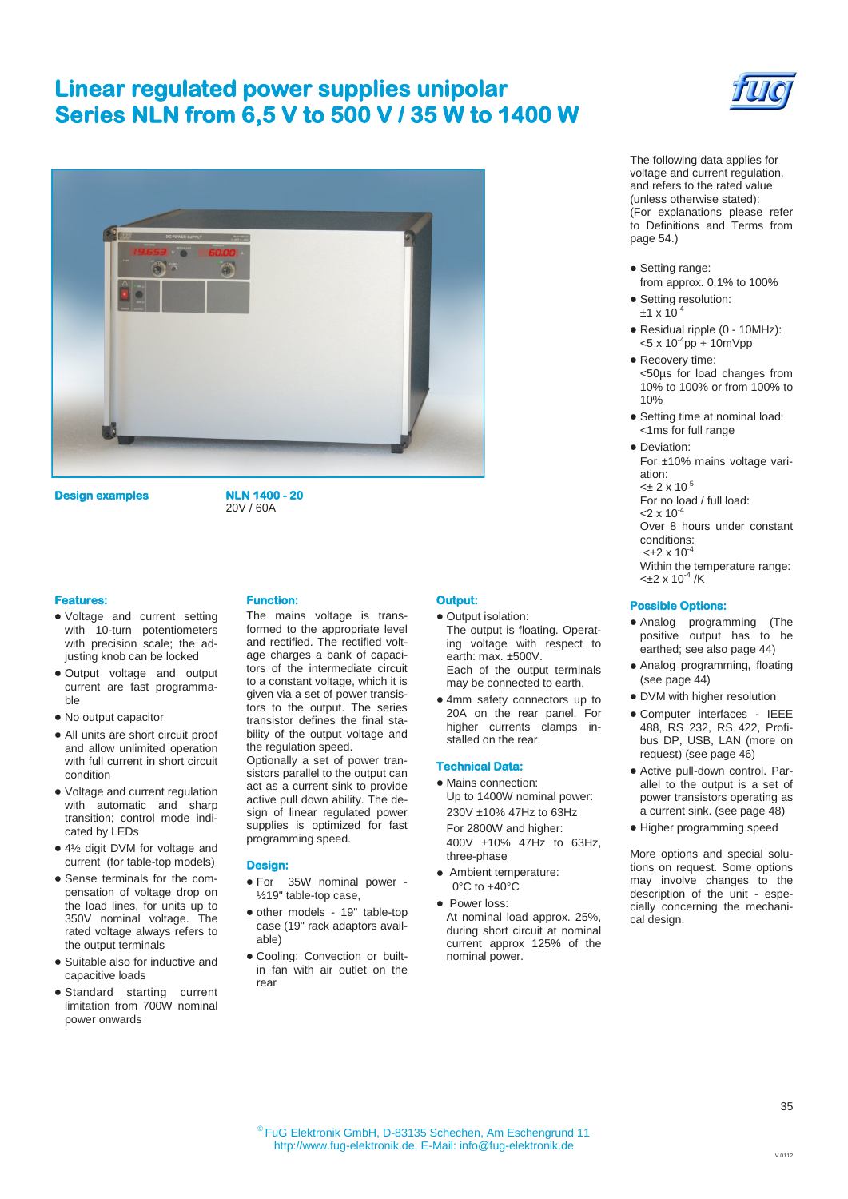# Linear regulated power supplies unipolar
# Series NLN from 6,5 V to 500 V / 35 W to 1400 W

**Design examples**

**NLN 1400 - 20**
20V / 60A

### Features:

- Voltage and current setting with 10-turn potentiometers with precision scale; the adjusting knob can be locked
- Output voltage and output current are fast programmable
- No output capacitor
- All units are short circuit proof and allow unlimited operation with full current in short circuit condition
- Voltage and current regulation with automatic and sharp transition; control mode indicated by LEDs
- 4½ digit DVM for voltage and current (for table-top models)
- Sense terminals for the compensation of voltage drop on the load lines, for units up to 350V nominal voltage. The rated voltage always refers to the output terminals
- Suitable also for inductive and capacitive loads
- Standard starting current limitation from 700W nominal power onwards

### Function:

The mains voltage is transformed to the appropriate level and rectified. The rectified voltage charges a bank of capacitors of the intermediate circuit to a constant voltage, which it is given via a set of power transistors to the output. The series transistor defines the final stability of the output voltage and the regulation speed.
Optionally a set of power transistors parallel to the output can act as a current sink to provide active pull down ability. The design of linear regulated power supplies is optimized for fast programming speed.

### Design:

- For 35W nominal power - ½19" table-top case,
- other models - 19" table-top case (19" rack adaptors available)
- Cooling: Convection or built-in fan with air outlet on the rear

### Output:

- Output isolation:
  The output is floating. Operating voltage with respect to earth: max. ±500V.
  Each of the output terminals may be connected to earth.
- 4mm safety connectors up to 20A on the rear panel. For higher currents clamps installed on the rear.

### Technical Data:

- Mains connection:
  Up to 1400W nominal power:
  230V ±10% 47Hz to 63Hz
  For 2800W and higher:
  400V ±10% 47Hz to 63Hz, three-phase
- Ambient temperature:
  0°C to +40°C
- Power loss:
  At nominal load approx. 25%, during short circuit at nominal current approx 125% of the nominal power.

The following data applies for voltage and current regulation, and refers to the rated value (unless otherwise stated):
(For explanations please refer to Definitions and Terms from page 54.)

- Setting range:
  from approx. 0,1% to 100%
- Setting resolution:
  $\pm 1 \times 10^{-4}$
- Residual ripple (0 - 10MHz):
  $<5 \times 10^{-4}$pp + 10mVpp
- Recovery time:
  <50µs for load changes from 10% to 100% or from 100% to 10%
- Setting time at nominal load:
  <1ms for full range
- Deviation:
  For ±10% mains voltage variation:
  $<\pm 2 \times 10^{-5}$
  For no load / full load:
  $<2 \times 10^{-4}$
  Over 8 hours under constant conditions:
  $<\pm 2 \times 10^{-4}$
  Within the temperature range:
  $<\pm 2 \times 10^{-4}$ /K

### Possible Options:

- Analog programming (The positive output has to be earthed; see also page 44)
- Analog programming, floating (see page 44)
- DVM with higher resolution
- Computer interfaces - IEEE 488, RS 232, RS 422, Profibus DP, USB, LAN (more on request) (see page 46)
- Active pull-down control. Parallel to the output is a set of power transistors operating as a current sink. (see page 48)
- Higher programming speed

More options and special solutions on request. Some options may involve changes to the description of the unit - especially concerning the mechanical design.

© FuG Elektronik GmbH, D-83135 Schechen, Am Eschengrund 11
http://www.fug-elektronik.de, E-Mail: info@fug-elektronik.de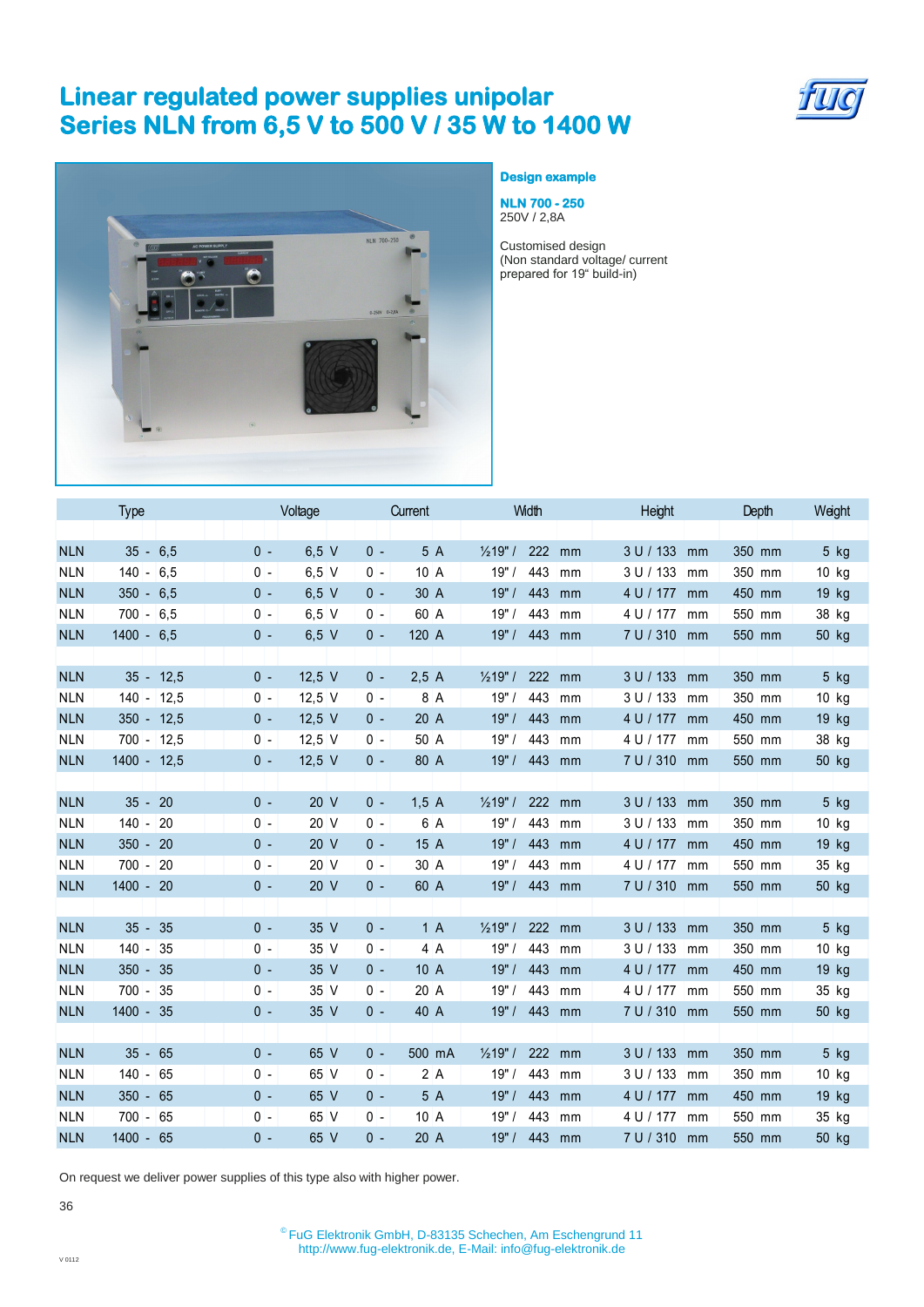# Linear regulated power supplies unipolar
# Series NLN from 6,5 V to 500 V / 35 W to 1400 W

**Design example**

**NLN 700 - 250**
250V / 2,8A

Customised design
(Non standard voltage/ current
prepared for 19" build-in)

| Type | Voltage | Current | Width | Height | Depth | Weight |
|---|---|---|---|---|---|---|
| NLN 35 - 6,5 | 0 - 6,5 V | 0 - 5 A | ½19" / 222 mm | 3 U / 133 mm | 350 mm | 5 kg |
| NLN 140 - 6,5 | 0 - 6,5 V | 0 - 10 A | 19" / 443 mm | 3 U / 133 mm | 350 mm | 10 kg |
| NLN 350 - 6,5 | 0 - 6,5 V | 0 - 30 A | 19" / 443 mm | 4 U / 177 mm | 450 mm | 19 kg |
| NLN 700 - 6,5 | 0 - 6,5 V | 0 - 60 A | 19" / 443 mm | 4 U / 177 mm | 550 mm | 38 kg |
| NLN 1400 - 6,5 | 0 - 6,5 V | 0 - 120 A | 19" / 443 mm | 7 U / 310 mm | 550 mm | 50 kg |
| | | | | | | |
| NLN 35 - 12,5 | 0 - 12,5 V | 0 - 2,5 A | ½19" / 222 mm | 3 U / 133 mm | 350 mm | 5 kg |
| NLN 140 - 12,5 | 0 - 12,5 V | 0 - 8 A | 19" / 443 mm | 3 U / 133 mm | 350 mm | 10 kg |
| NLN 350 - 12,5 | 0 - 12,5 V | 0 - 20 A | 19" / 443 mm | 4 U / 177 mm | 450 mm | 19 kg |
| NLN 700 - 12,5 | 0 - 12,5 V | 0 - 50 A | 19" / 443 mm | 4 U / 177 mm | 550 mm | 38 kg |
| NLN 1400 - 12,5 | 0 - 12,5 V | 0 - 80 A | 19" / 443 mm | 7 U / 310 mm | 550 mm | 50 kg |
| | | | | | | |
| NLN 35 - 20 | 0 - 20 V | 0 - 1,5 A | ½19" / 222 mm | 3 U / 133 mm | 350 mm | 5 kg |
| NLN 140 - 20 | 0 - 20 V | 0 - 6 A | 19" / 443 mm | 3 U / 133 mm | 350 mm | 10 kg |
| NLN 350 - 20 | 0 - 20 V | 0 - 15 A | 19" / 443 mm | 4 U / 177 mm | 450 mm | 19 kg |
| NLN 700 - 20 | 0 - 20 V | 0 - 30 A | 19" / 443 mm | 4 U / 177 mm | 550 mm | 35 kg |
| NLN 1400 - 20 | 0 - 20 V | 0 - 60 A | 19" / 443 mm | 7 U / 310 mm | 550 mm | 50 kg |
| | | | | | | |
| NLN 35 - 35 | 0 - 35 V | 0 - 1 A | ½19" / 222 mm | 3 U / 133 mm | 350 mm | 5 kg |
| NLN 140 - 35 | 0 - 35 V | 0 - 4 A | 19" / 443 mm | 3 U / 133 mm | 350 mm | 10 kg |
| NLN 350 - 35 | 0 - 35 V | 0 - 10 A | 19" / 443 mm | 4 U / 177 mm | 450 mm | 19 kg |
| NLN 700 - 35 | 0 - 35 V | 0 - 20 A | 19" / 443 mm | 4 U / 177 mm | 550 mm | 35 kg |
| NLN 1400 - 35 | 0 - 35 V | 0 - 40 A | 19" / 443 mm | 7 U / 310 mm | 550 mm | 50 kg |
| | | | | | | |
| NLN 35 - 65 | 0 - 65 V | 0 - 500 mA | ½19" / 222 mm | 3 U / 133 mm | 350 mm | 5 kg |
| NLN 140 - 65 | 0 - 65 V | 0 - 2 A | 19" / 443 mm | 3 U / 133 mm | 350 mm | 10 kg |
| NLN 350 - 65 | 0 - 65 V | 0 - 5 A | 19" / 443 mm | 4 U / 177 mm | 450 mm | 19 kg |
| NLN 700 - 65 | 0 - 65 V | 0 - 10 A | 19" / 443 mm | 4 U / 177 mm | 550 mm | 35 kg |
| NLN 1400 - 65 | 0 - 65 V | 0 - 20 A | 19" / 443 mm | 7 U / 310 mm | 550 mm | 50 kg |

On request we deliver power supplies of this type also with higher power.

© FuG Elektronik GmbH, D-83135 Schechen, Am Eschengrund 11
http://www.fug-elektronik.de, E-Mail: info@fug-elektronik.de

V 0112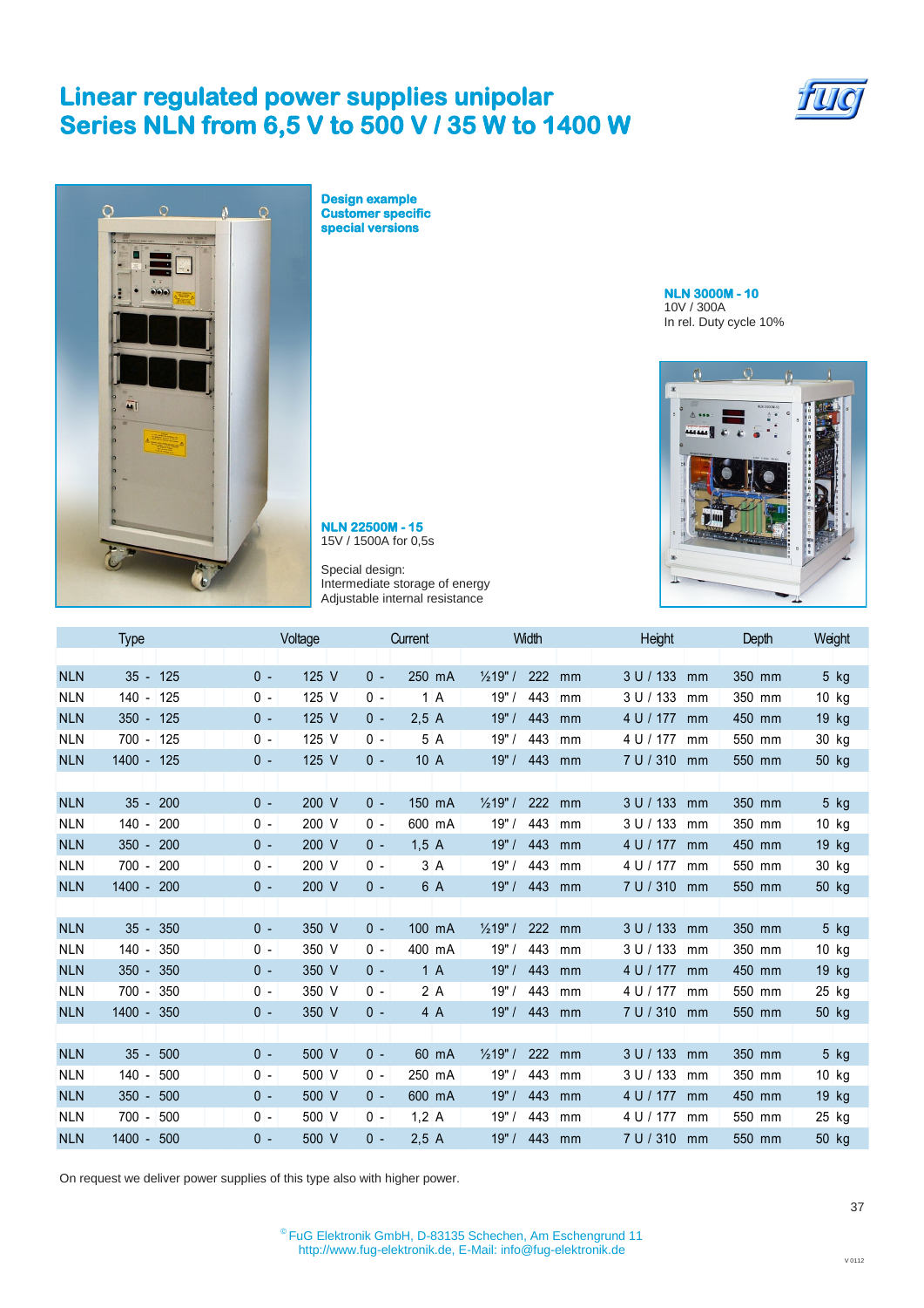# Linear regulated power supplies unipolar
# Series NLN from 6,5 V to 500 V / 35 W to 1400 W

**Design example**
**Customer specific**
**special versions**

**NLN 3000M - 10**
10V / 300A
In rel. Duty cycle 10%

**NLN 22500M - 15**
15V / 1500A for 0,5s

Special design:
Intermediate storage of energy
Adjustable internal resistance

| Type | Voltage | Current | Width | Height | Depth | Weight |
|---|---|---|---|---|---|---|
| NLN 35 - 125 | 0 - 125 V | 0 - 250 mA | ½19" / 222 mm | 3 U / 133 mm | 350 mm | 5 kg |
| NLN 140 - 125 | 0 - 125 V | 0 - 1 A | 19" / 443 mm | 3 U / 133 mm | 350 mm | 10 kg |
| NLN 350 - 125 | 0 - 125 V | 0 - 2,5 A | 19" / 443 mm | 4 U / 177 mm | 450 mm | 19 kg |
| NLN 700 - 125 | 0 - 125 V | 0 - 5 A | 19" / 443 mm | 4 U / 177 mm | 550 mm | 30 kg |
| NLN 1400 - 125 | 0 - 125 V | 0 - 10 A | 19" / 443 mm | 7 U / 310 mm | 550 mm | 50 kg |
| | | | | | | |
| NLN 35 - 200 | 0 - 200 V | 0 - 150 mA | ½19" / 222 mm | 3 U / 133 mm | 350 mm | 5 kg |
| NLN 140 - 200 | 0 - 200 V | 0 - 600 mA | 19" / 443 mm | 3 U / 133 mm | 350 mm | 10 kg |
| NLN 350 - 200 | 0 - 200 V | 0 - 1,5 A | 19" / 443 mm | 4 U / 177 mm | 450 mm | 19 kg |
| NLN 700 - 200 | 0 - 200 V | 0 - 3 A | 19" / 443 mm | 4 U / 177 mm | 550 mm | 30 kg |
| NLN 1400 - 200 | 0 - 200 V | 0 - 6 A | 19" / 443 mm | 7 U / 310 mm | 550 mm | 50 kg |
| | | | | | | |
| NLN 35 - 350 | 0 - 350 V | 0 - 100 mA | ½19" / 222 mm | 3 U / 133 mm | 350 mm | 5 kg |
| NLN 140 - 350 | 0 - 350 V | 0 - 400 mA | 19" / 443 mm | 3 U / 133 mm | 350 mm | 10 kg |
| NLN 350 - 350 | 0 - 350 V | 0 - 1 A | 19" / 443 mm | 4 U / 177 mm | 450 mm | 19 kg |
| NLN 700 - 350 | 0 - 350 V | 0 - 2 A | 19" / 443 mm | 4 U / 177 mm | 550 mm | 25 kg |
| NLN 1400 - 350 | 0 - 350 V | 0 - 4 A | 19" / 443 mm | 7 U / 310 mm | 550 mm | 50 kg |
| | | | | | | |
| NLN 35 - 500 | 0 - 500 V | 0 - 60 mA | ½19" / 222 mm | 3 U / 133 mm | 350 mm | 5 kg |
| NLN 140 - 500 | 0 - 500 V | 0 - 250 mA | 19" / 443 mm | 3 U / 133 mm | 350 mm | 10 kg |
| NLN 350 - 500 | 0 - 500 V | 0 - 600 mA | 19" / 443 mm | 4 U / 177 mm | 450 mm | 19 kg |
| NLN 700 - 500 | 0 - 500 V | 0 - 1,2 A | 19" / 443 mm | 4 U / 177 mm | 550 mm | 25 kg |
| NLN 1400 - 500 | 0 - 500 V | 0 - 2,5 A | 19" / 443 mm | 7 U / 310 mm | 550 mm | 50 kg |

On request we deliver power supplies of this type also with higher power.

© FuG Elektronik GmbH, D-83135 Schechen, Am Eschengrund 11
http://www.fug-elektronik.de, E-Mail: info@fug-elektronik.de